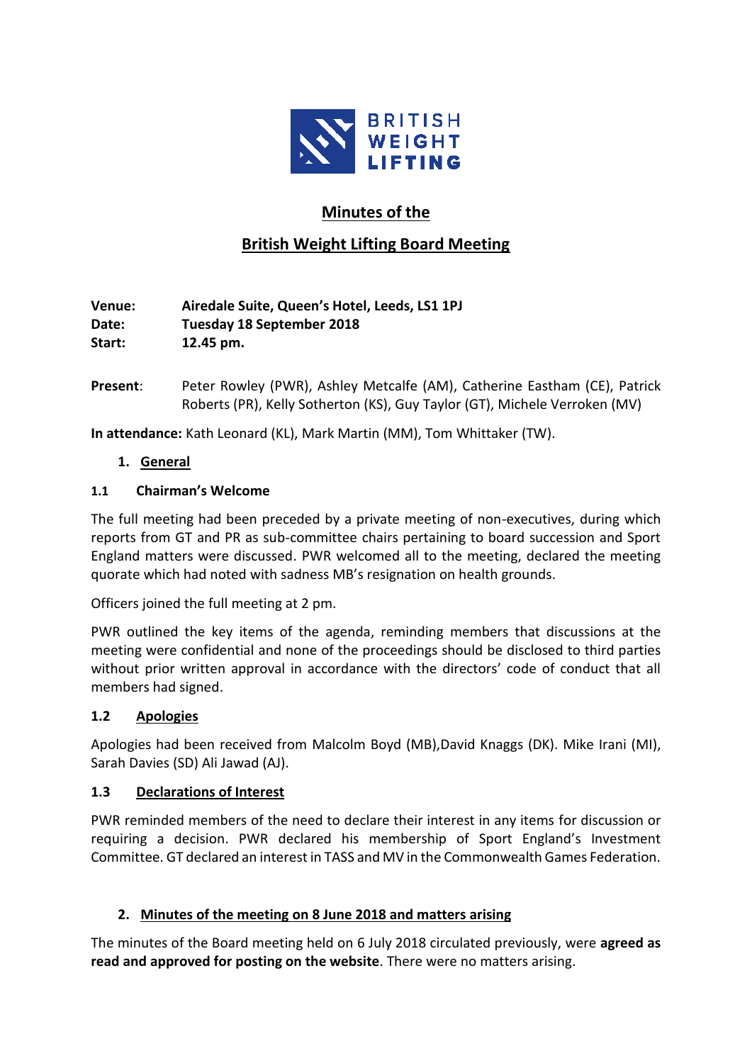# Minutes of the

# British Weight Lifting Board Meeting

**Venue:** **Airedale Suite, Queen's Hotel, Leeds, LS1 1PJ**
**Date:** **Tuesday 18 September 2018**
**Start:** **12.45 pm.**

**Present**: Peter Rowley (PWR), Ashley Metcalfe (AM), Catherine Eastham (CE), Patrick Roberts (PR), Kelly Sotherton (KS), Guy Taylor (GT), Michele Verroken (MV)

**In attendance:** Kath Leonard (KL), Mark Martin (MM), Tom Whittaker (TW).

## 1. General

### 1.1 Chairman's Welcome

The full meeting had been preceded by a private meeting of non-executives, during which reports from GT and PR as sub-committee chairs pertaining to board succession and Sport England matters were discussed. PWR welcomed all to the meeting, declared the meeting quorate which had noted with sadness MB's resignation on health grounds.

Officers joined the full meeting at 2 pm.

PWR outlined the key items of the agenda, reminding members that discussions at the meeting were confidential and none of the proceedings should be disclosed to third parties without prior written approval in accordance with the directors' code of conduct that all members had signed.

### 1.2 Apologies

Apologies had been received from Malcolm Boyd (MB),David Knaggs (DK). Mike Irani (MI), Sarah Davies (SD) Ali Jawad (AJ).

### 1.3 Declarations of Interest

PWR reminded members of the need to declare their interest in any items for discussion or requiring a decision. PWR declared his membership of Sport England's Investment Committee. GT declared an interest in TASS and MV in the Commonwealth Games Federation.

## 2. Minutes of the meeting on 8 June 2018 and matters arising

The minutes of the Board meeting held on 6 July 2018 circulated previously, were **agreed as read and approved for posting on the website**. There were no matters arising.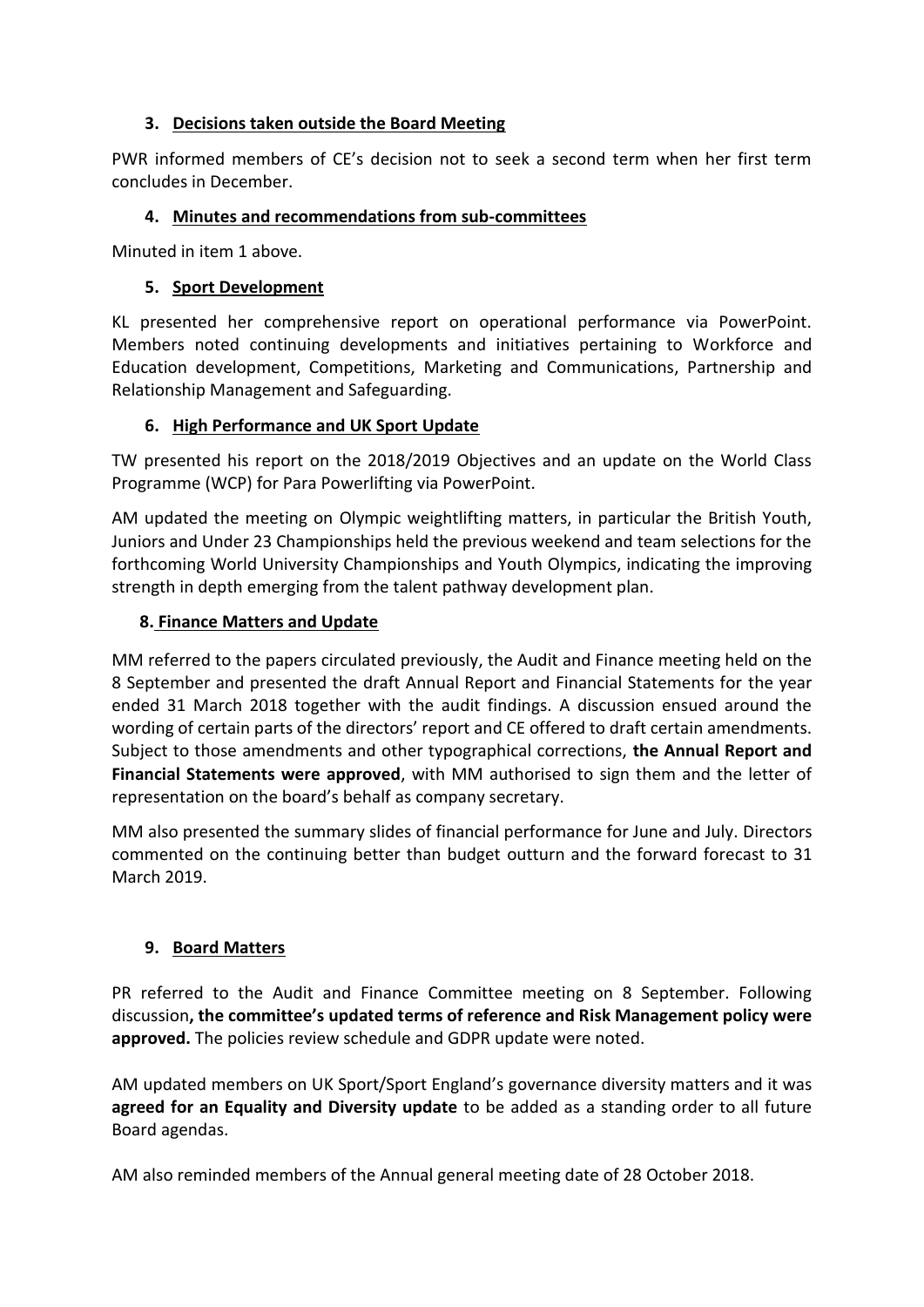### 3. Decisions taken outside the Board Meeting

PWR informed members of CE's decision not to seek a second term when her first term concludes in December.

### 4. Minutes and recommendations from sub-committees

Minuted in item 1 above.

### 5. Sport Development

KL presented her comprehensive report on operational performance via PowerPoint. Members noted continuing developments and initiatives pertaining to Workforce and Education development, Competitions, Marketing and Communications, Partnership and Relationship Management and Safeguarding.

### 6. High Performance and UK Sport Update

TW presented his report on the 2018/2019 Objectives and an update on the World Class Programme (WCP) for Para Powerlifting via PowerPoint.

AM updated the meeting on Olympic weightlifting matters, in particular the British Youth, Juniors and Under 23 Championships held the previous weekend and team selections for the forthcoming World University Championships and Youth Olympics, indicating the improving strength in depth emerging from the talent pathway development plan.

### 8. Finance Matters and Update

MM referred to the papers circulated previously, the Audit and Finance meeting held on the 8 September and presented the draft Annual Report and Financial Statements for the year ended 31 March 2018 together with the audit findings. A discussion ensued around the wording of certain parts of the directors' report and CE offered to draft certain amendments. Subject to those amendments and other typographical corrections, **the Annual Report and Financial Statements were approved**, with MM authorised to sign them and the letter of representation on the board's behalf as company secretary.

MM also presented the summary slides of financial performance for June and July. Directors commented on the continuing better than budget outturn and the forward forecast to 31 March 2019.

### 9. Board Matters

PR referred to the Audit and Finance Committee meeting on 8 September. Following discussion**, the committee's updated terms of reference and Risk Management policy were approved.** The policies review schedule and GDPR update were noted.

AM updated members on UK Sport/Sport England's governance diversity matters and it was **agreed for an Equality and Diversity update** to be added as a standing order to all future Board agendas.

AM also reminded members of the Annual general meeting date of 28 October 2018.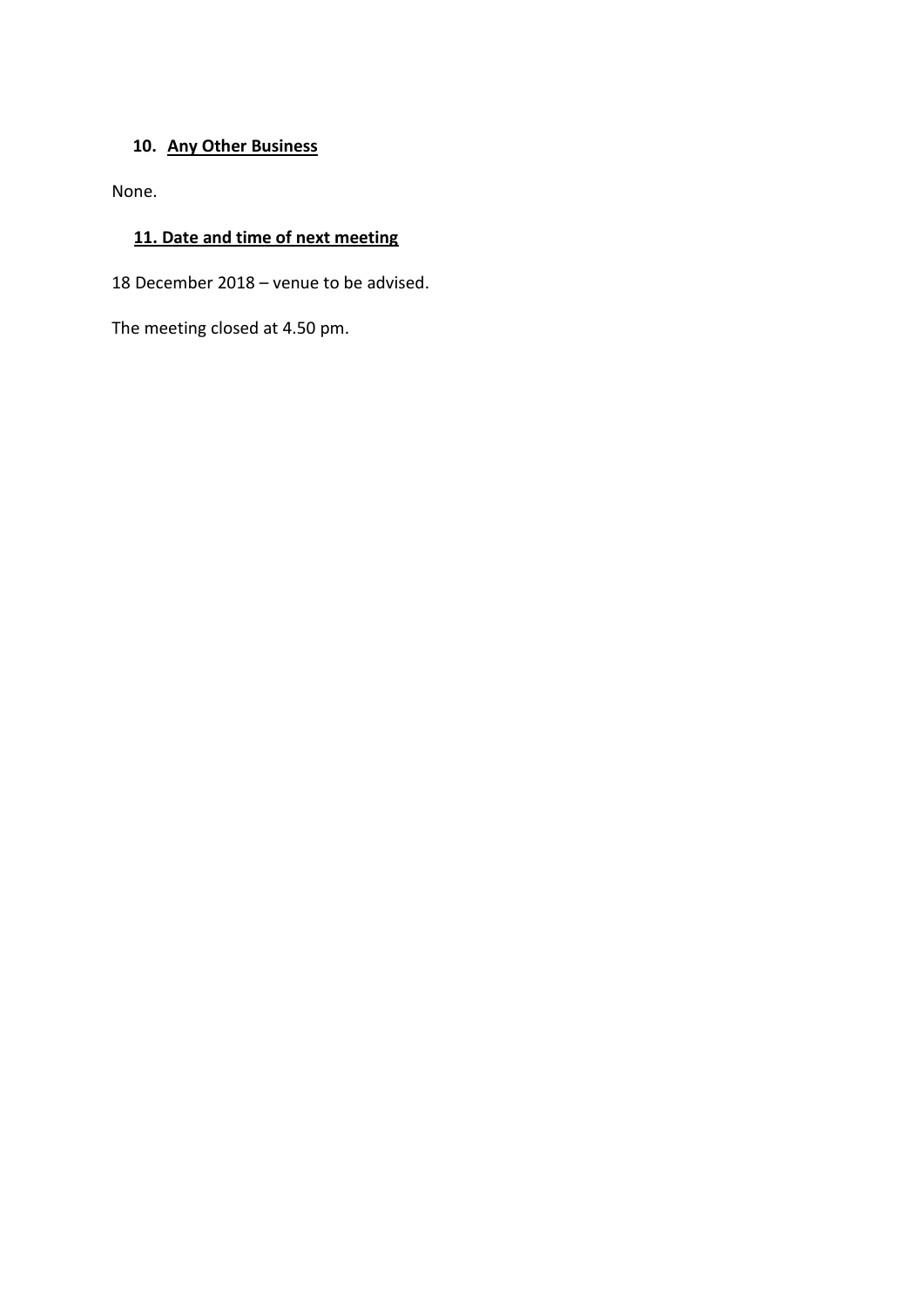## 10. Any Other Business

None.

## 11. Date and time of next meeting

18 December 2018 – venue to be advised.

The meeting closed at 4.50 pm.